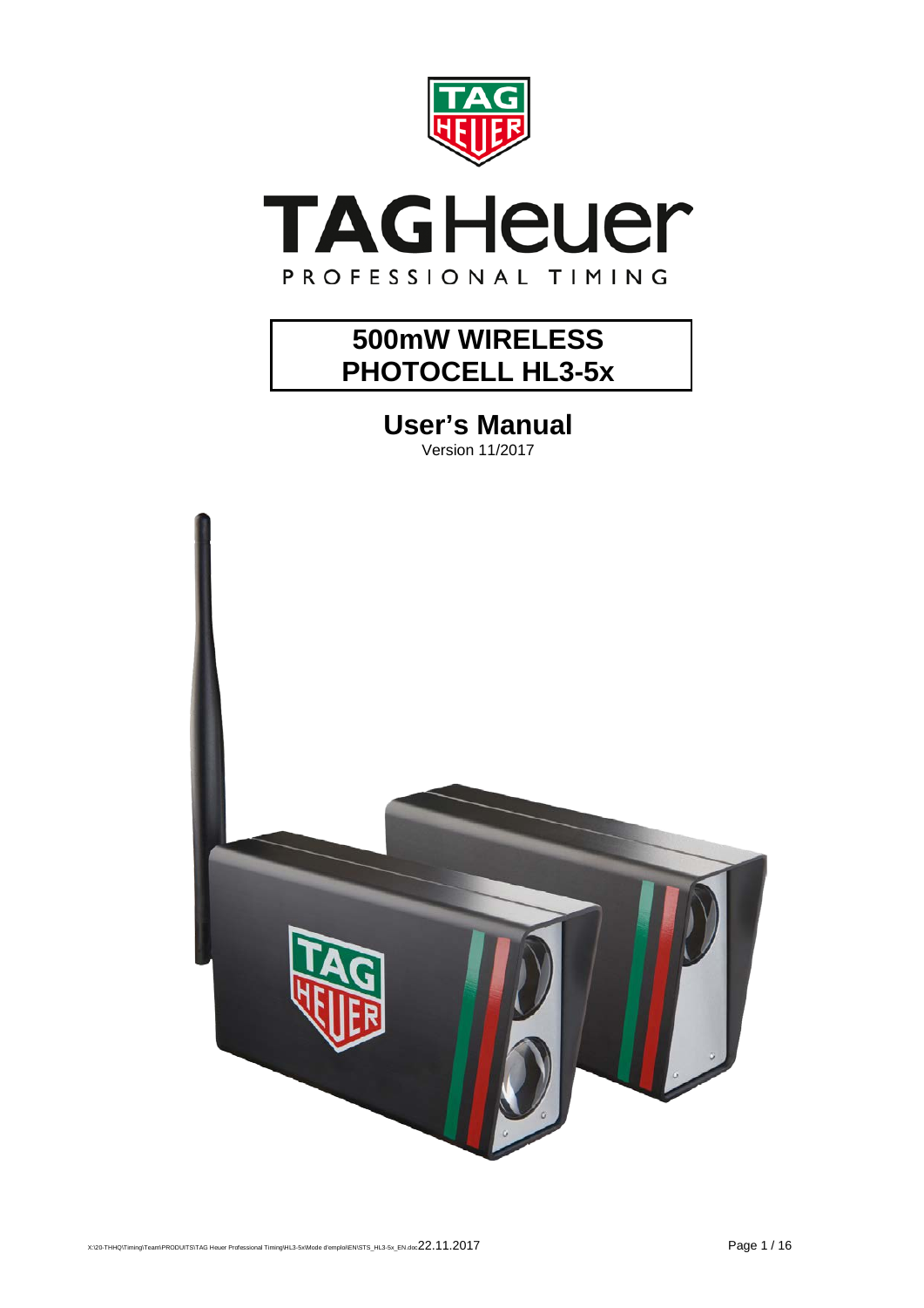# 500mW WIRELESS PHOTOCELL HL3-5x

## User's Manual

Version 11/2017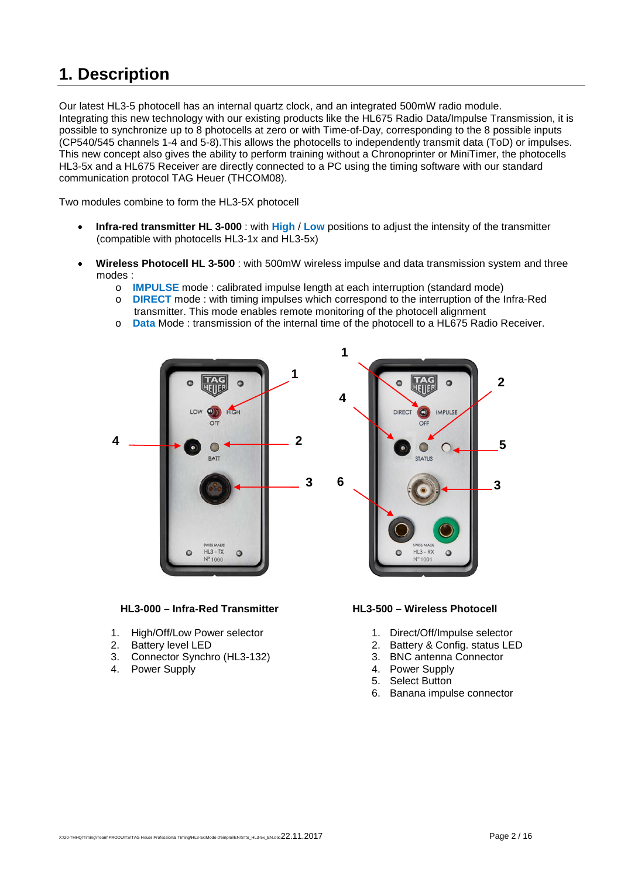# 1. Description

Our latest HL3-5 photocell has an internal quartz clock, and an integrated 500mW radio module.
Integrating this new technology with our existing products like the HL675 Radio Data/Impulse Transmission, it is possible to synchronize up to 8 photocells at zero or with Time-of-Day, corresponding to the 8 possible inputs (CP540/545 channels 1-4 and 5-8).This allows the photocells to independently transmit data (ToD) or impulses.
This new concept also gives the ability to perform training without a Chronoprinter or MiniTimer, the photocells HL3-5x and a HL675 Receiver are directly connected to a PC using the timing software with our standard communication protocol TAG Heuer (THCOM08).

Two modules combine to form the HL3-5X photocell

- **Infra-red transmitter HL 3-000** : with **High** / **Low** positions to adjust the intensity of the transmitter (compatible with photocells HL3-1x and HL3-5x)

- **Wireless Photocell HL 3-500** : with 500mW wireless impulse and data transmission system and three modes :
  - **IMPULSE** mode : calibrated impulse length at each interruption (standard mode)
  - **DIRECT** mode : with timing impulses which correspond to the interruption of the Infra-Red transmitter. This mode enables remote monitoring of the photocell alignment
  - **Data** Mode : transmission of the internal time of the photocell to a HL675 Radio Receiver.

**HL3-000 – Infra-Red Transmitter**

1. High/Off/Low Power selector
2. Battery level LED
3. Connector Synchro (HL3-132)
4. Power Supply

**HL3-500 – Wireless Photocell**

1. Direct/Off/Impulse selector
2. Battery & Config. status LED
3. BNC antenna Connector
4. Power Supply
5. Select Button
6. Banana impulse connector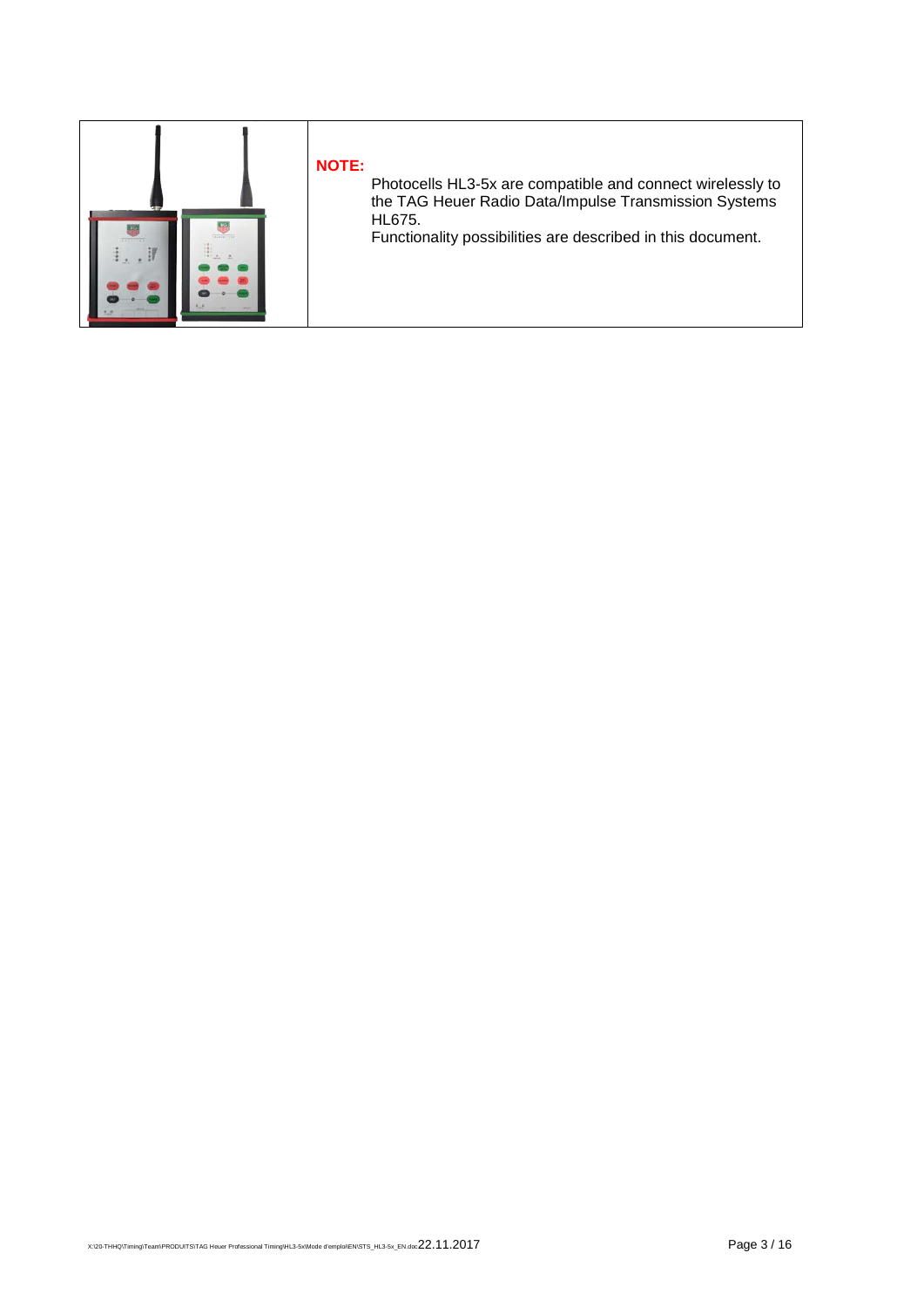**NOTE:**

Photocells HL3-5x are compatible and connect wirelessly to the TAG Heuer Radio Data/Impulse Transmission Systems HL675.

Functionality possibilities are described in this document.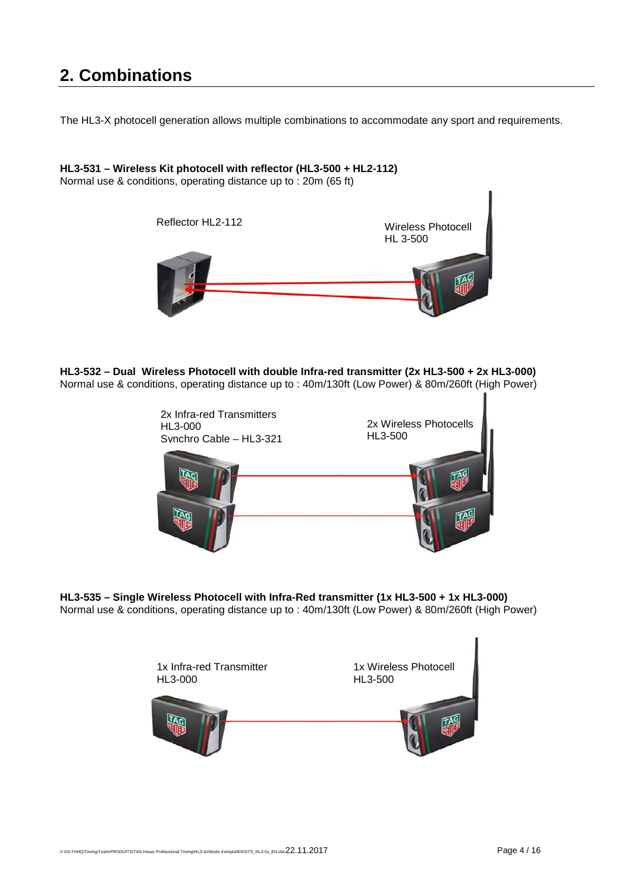## 2. Combinations

The HL3-X photocell generation allows multiple combinations to accommodate any sport and requirements.

**HL3-531 – Wireless Kit photocell with reflector (HL3-500 + HL2-112)**
Normal use & conditions, operating distance up to : 20m (65 ft)

Reflector HL2-112

Wireless Photocell
HL 3-500

**HL3-532 – Dual Wireless Photocell with double Infra-red transmitter (2x HL3-500 + 2x HL3-000)**
Normal use & conditions, operating distance up to : 40m/130ft (Low Power) & 80m/260ft (High Power)

2x Infra-red Transmitters
HL3-000
Synchro Cable – HL3-321

2x Wireless Photocells
HL3-500

**HL3-535 – Single Wireless Photocell with Infra-Red transmitter (1x HL3-500 + 1x HL3-000)**
Normal use & conditions, operating distance up to : 40m/130ft (Low Power) & 80m/260ft (High Power)

1x Infra-red Transmitter
HL3-000

1x Wireless Photocell
HL3-500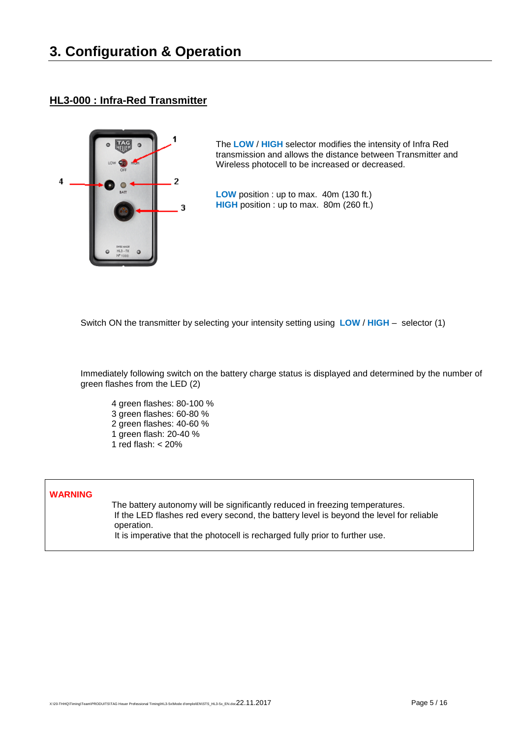# 3. Configuration & Operation

## HL3-000 : Infra-Red Transmitter

The **LOW** / **HIGH** selector modifies the intensity of Infra Red transmission and allows the distance between Transmitter and Wireless photocell to be increased or decreased.

**LOW** position : up to max. 40m (130 ft.)
**HIGH** position : up to max. 80m (260 ft.)

Switch ON the transmitter by selecting your intensity setting using **LOW** / **HIGH** – selector (1)

Immediately following switch on the battery charge status is displayed and determined by the number of green flashes from the LED (2)

4 green flashes: 80-100 %
3 green flashes: 60-80 %
2 green flashes: 40-60 %
1 green flash: 20-40 %
1 red flash: < 20%

**WARNING**

The battery autonomy will be significantly reduced in freezing temperatures.
If the LED flashes red every second, the battery level is beyond the level for reliable operation.
It is imperative that the photocell is recharged fully prior to further use.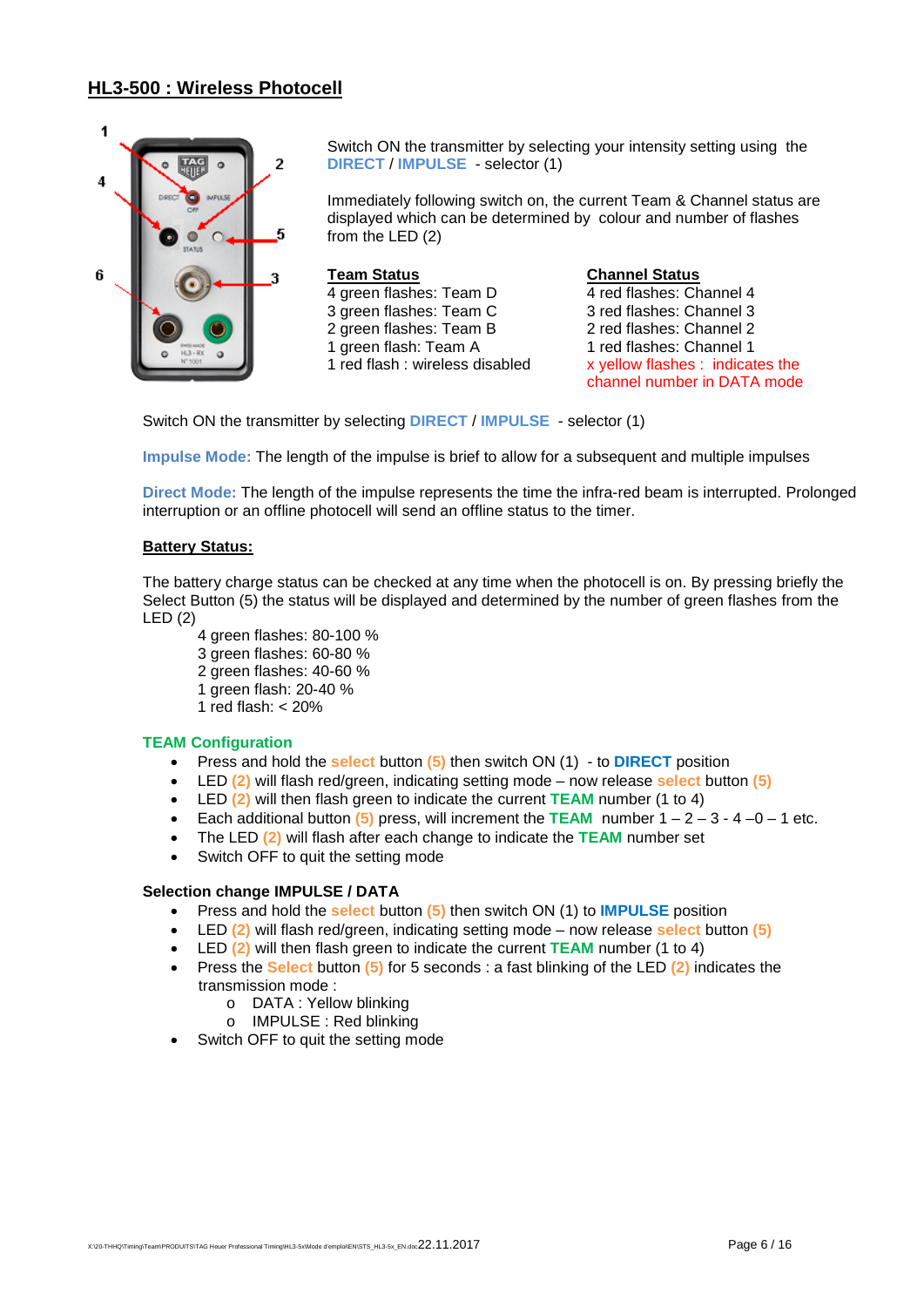## HL3-500 : Wireless Photocell

Switch ON the transmitter by selecting your intensity setting using the DIRECT / IMPULSE - selector (1)

Immediately following switch on, the current Team & Channel status are displayed which can be determined by colour and number of flashes from the LED (2)

| Team Status | Channel Status |
|---|---|
| 4 green flashes: Team D | 4 red flashes: Channel 4 |
| 3 green flashes: Team C | 3 red flashes: Channel 3 |
| 2 green flashes: Team B | 2 red flashes: Channel 2 |
| 1 green flash: Team A | 1 red flashes: Channel 1 |
| 1 red flash : wireless disabled | x yellow flashes : indicates the channel number in DATA mode |

Switch ON the transmitter by selecting DIRECT / IMPULSE - selector (1)

**Impulse Mode:** The length of the impulse is brief to allow for a subsequent and multiple impulses

**Direct Mode:** The length of the impulse represents the time the infra-red beam is interrupted. Prolonged interruption or an offline photocell will send an offline status to the timer.

**Battery Status:**

The battery charge status can be checked at any time when the photocell is on. By pressing briefly the Select Button (5) the status will be displayed and determined by the number of green flashes from the LED (2)

4 green flashes: 80-100 %
3 green flashes: 60-80 %
2 green flashes: 40-60 %
1 green flash: 20-40 %
1 red flash: < 20%

### TEAM Configuration

- Press and hold the select button (5) then switch ON (1) - to DIRECT position
- LED (2) will flash red/green, indicating setting mode – now release select button (5)
- LED (2) will then flash green to indicate the current TEAM number (1 to 4)
- Each additional button (5) press, will increment the TEAM number 1 – 2 – 3 - 4 –0 – 1 etc.
- The LED (2) will flash after each change to indicate the TEAM number set
- Switch OFF to quit the setting mode

### Selection change IMPULSE / DATA

- Press and hold the select button (5) then switch ON (1) to IMPULSE position
- LED (2) will flash red/green, indicating setting mode – now release select button (5)
- LED (2) will then flash green to indicate the current TEAM number (1 to 4)
- Press the Select button (5) for 5 seconds : a fast blinking of the LED (2) indicates the transmission mode :
  - DATA : Yellow blinking
  - IMPULSE : Red blinking
- Switch OFF to quit the setting mode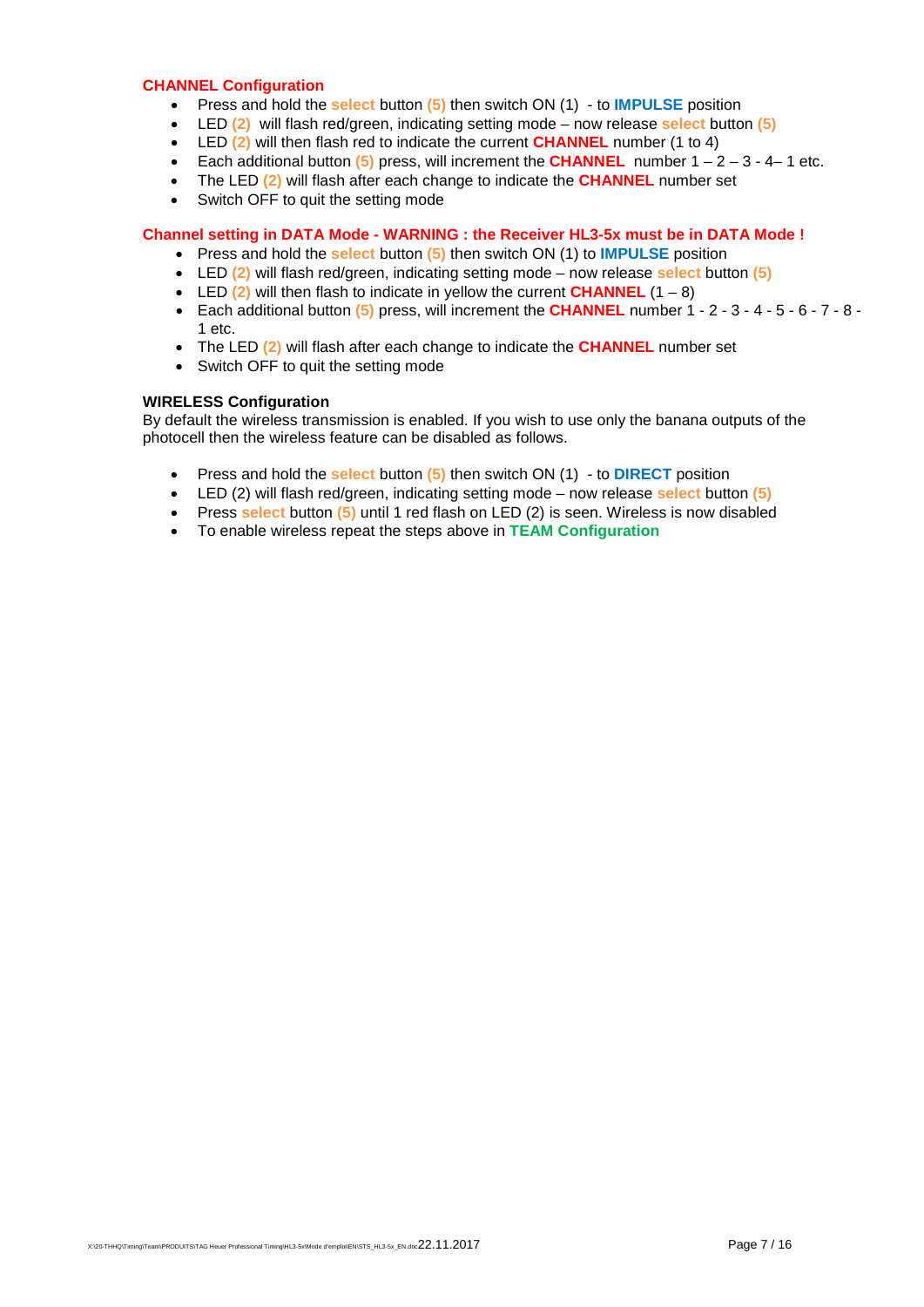### CHANNEL Configuration

- Press and hold the **select** button **(5)** then switch ON (1) - to **IMPULSE** position
- LED **(2)** will flash red/green, indicating setting mode – now release **select** button **(5)**
- LED **(2)** will then flash red to indicate the current **CHANNEL** number (1 to 4)
- Each additional button **(5)** press, will increment the **CHANNEL** number 1 – 2 – 3 - 4– 1 etc.
- The LED **(2)** will flash after each change to indicate the **CHANNEL** number set
- Switch OFF to quit the setting mode

### Channel setting in DATA Mode - WARNING : the Receiver HL3-5x must be in DATA Mode !

- Press and hold the **select** button **(5)** then switch ON (1) to **IMPULSE** position
- LED **(2)** will flash red/green, indicating setting mode – now release **select** button **(5)**
- LED **(2)** will then flash to indicate in yellow the current **CHANNEL** (1 – 8)
- Each additional button **(5)** press, will increment the **CHANNEL** number 1 - 2 - 3 - 4 - 5 - 6 - 7 - 8 - 1 etc.
- The LED **(2)** will flash after each change to indicate the **CHANNEL** number set
- Switch OFF to quit the setting mode

### WIRELESS Configuration

By default the wireless transmission is enabled. If you wish to use only the banana outputs of the photocell then the wireless feature can be disabled as follows.

- Press and hold the **select** button **(5)** then switch ON (1) - to **DIRECT** position
- LED (2) will flash red/green, indicating setting mode – now release **select** button **(5)**
- Press **select** button **(5)** until 1 red flash on LED (2) is seen. Wireless is now disabled
- To enable wireless repeat the steps above in **TEAM Configuration**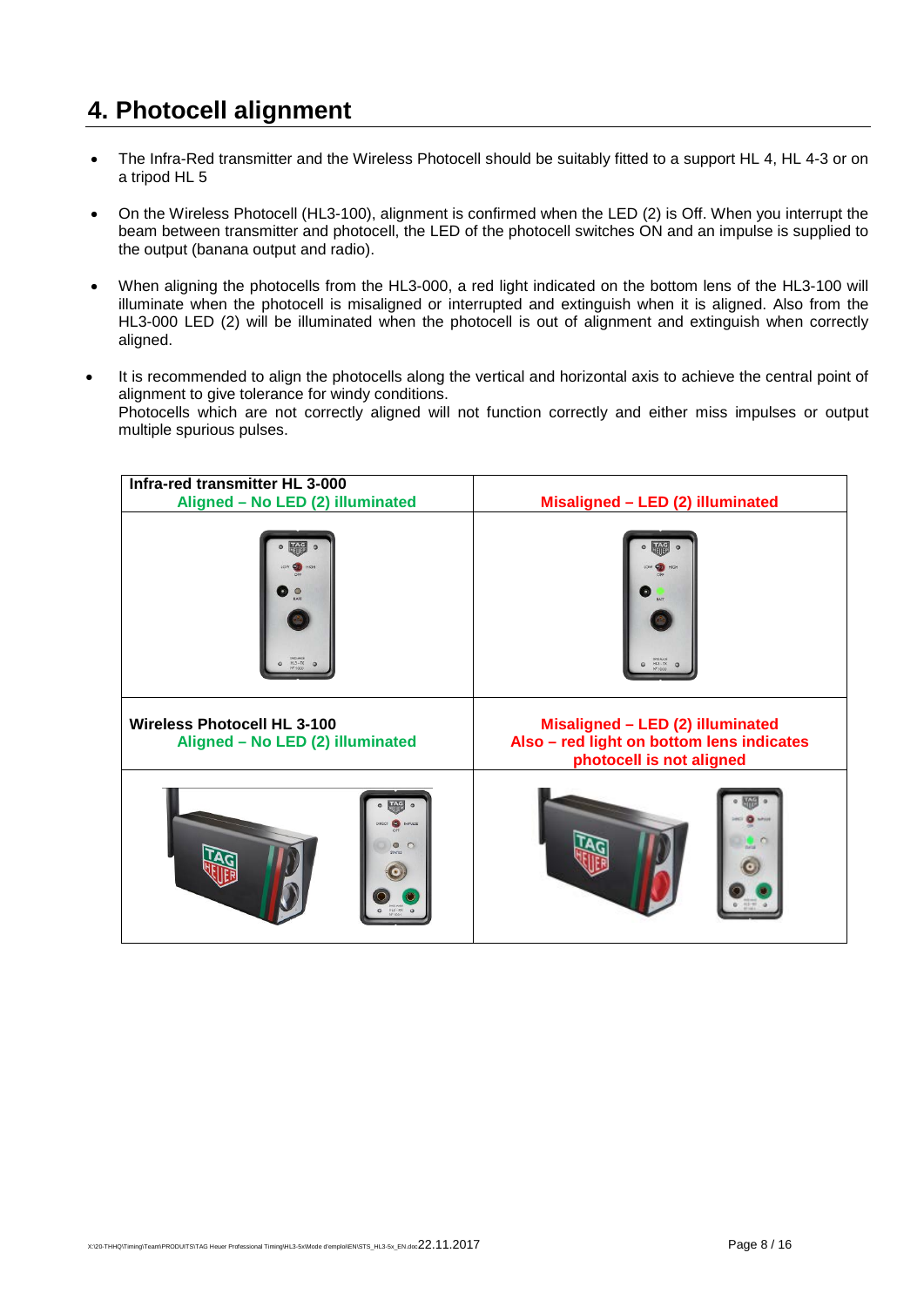# 4. Photocell alignment

- The Infra-Red transmitter and the Wireless Photocell should be suitably fitted to a support HL 4, HL 4-3 or on a tripod HL 5
- On the Wireless Photocell (HL3-100), alignment is confirmed when the LED (2) is Off. When you interrupt the beam between transmitter and photocell, the LED of the photocell switches ON and an impulse is supplied to the output (banana output and radio).
- When aligning the photocells from the HL3-000, a red light indicated on the bottom lens of the HL3-100 will illuminate when the photocell is misaligned or interrupted and extinguish when it is aligned. Also from the HL3-000 LED (2) will be illuminated when the photocell is out of alignment and extinguish when correctly aligned.
- It is recommended to align the photocells along the vertical and horizontal axis to achieve the central point of alignment to give tolerance for windy conditions.
  Photocells which are not correctly aligned will not function correctly and either miss impulses or output multiple spurious pulses.

| **Infra-red transmitter HL 3-000**<br>**Aligned – No LED (2) illuminated** | **Misaligned – LED (2) illuminated** |
|---|---|
| | |
| **Wireless Photocell HL 3-100**<br>**Aligned – No LED (2) illuminated** | **Misaligned – LED (2) illuminated**<br>**Also – red light on bottom lens indicates photocell is not aligned** |
| | |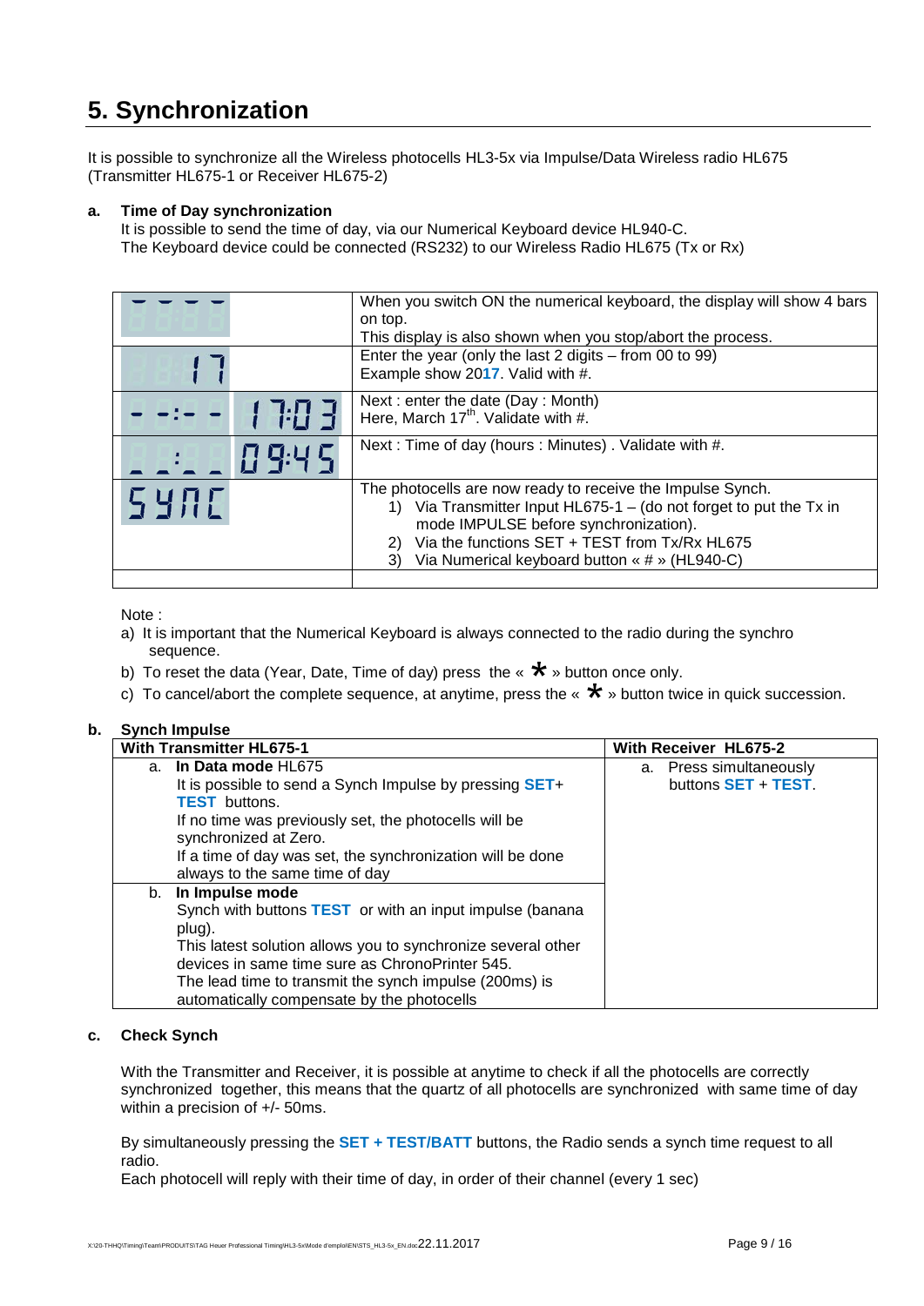# 5. Synchronization

It is possible to synchronize all the Wireless photocells HL3-5x via Impulse/Data Wireless radio HL675 (Transmitter HL675-1 or Receiver HL675-2)

**a. Time of Day synchronization**

It is possible to send the time of day, via our Numerical Keyboard device HL940-C.
The Keyboard device could be connected (RS232) to our Wireless Radio HL675 (Tx or Rx)

| Display | Description |
|---|---|
| - - - - | When you switch ON the numerical keyboard, the display will show 4 bars on top.<br>This display is also shown when you stop/abort the process. |
| 17 | Enter the year (only the last 2 digits – from 00 to 99)<br>Example show 20**17**. Valid with #. |
| - -:- - &nbsp; 17:03 | Next : enter the date (Day : Month)<br>Here, March 17th. Validate with #. |
| _ _:_ _ &nbsp; 09:45 | Next : Time of day (hours : Minutes) . Validate with #. |
| SYNC | The photocells are now ready to receive the Impulse Synch.<br>1) Via Transmitter Input HL675-1 – (do not forget to put the Tx in mode IMPULSE before synchronization).<br>2) Via the functions SET + TEST from Tx/Rx HL675<br>3) Via Numerical keyboard button « # » (HL940-C) |
| | |

Note :

a) It is important that the Numerical Keyboard is always connected to the radio during the synchro sequence.

b) To reset the data (Year, Date, Time of day) press the « * » button once only.

c) To cancel/abort the complete sequence, at anytime, press the « * » button twice in quick succession.

**b. Synch Impulse**

| With Transmitter HL675-1 | With Receiver HL675-2 |
|---|---|
| a. **In Data mode** HL675<br>It is possible to send a Synch Impulse by pressing **SET**+ **TEST** buttons.<br>If no time was previously set, the photocells will be synchronized at Zero.<br>If a time of day was set, the synchronization will be done always to the same time of day | a. Press simultaneously buttons **SET** + **TEST**. |
| b. **In Impulse mode**<br>Synch with buttons **TEST** or with an input impulse (banana plug).<br>This latest solution allows you to synchronize several other devices in same time sure as ChronoPrinter 545.<br>The lead time to transmit the synch impulse (200ms) is automatically compensate by the photocells | |

**c. Check Synch**

With the Transmitter and Receiver, it is possible at anytime to check if all the photocells are correctly synchronized together, this means that the quartz of all photocells are synchronized with same time of day within a precision of +/- 50ms.

By simultaneously pressing the **SET + TEST/BATT** buttons, the Radio sends a synch time request to all radio.
Each photocell will reply with their time of day, in order of their channel (every 1 sec)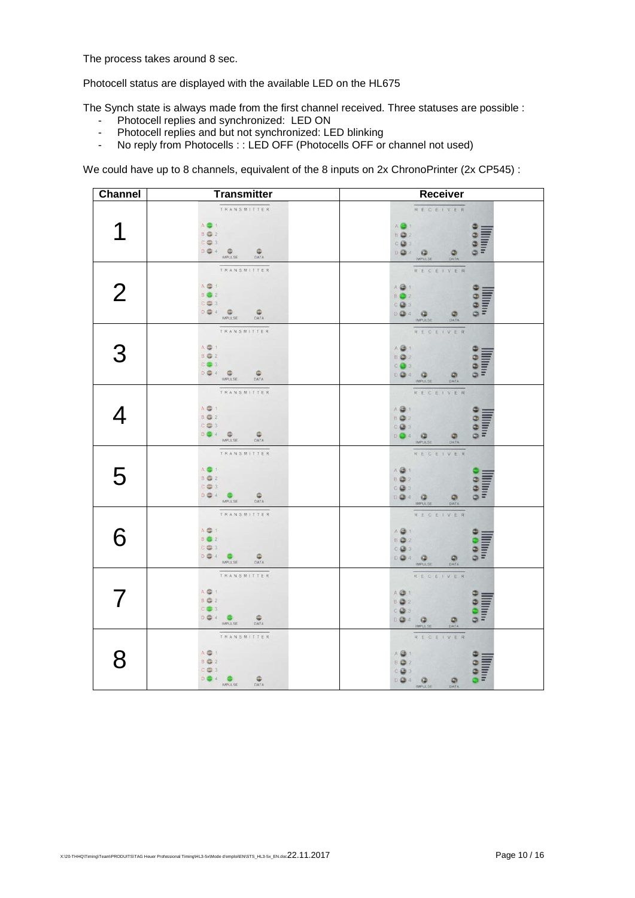The process takes around 8 sec.

Photocell status are displayed with the available LED on the HL675

The Synch state is always made from the first channel received. Three statuses are possible :

- Photocell replies and synchronized: LED ON
- Photocell replies and but not synchronized: LED blinking
- No reply from Photocells : : LED OFF (Photocells OFF or channel not used)

We could have up to 8 channels, equivalent of the 8 inputs on 2x ChronoPrinter (2x CP545) :

| Channel | Transmitter | Receiver |
| --- | --- | --- |
| 1 | | |
| 2 | | |
| 3 | | |
| 4 | | |
| 5 | | |
| 6 | | |
| 7 | | |
| 8 | | |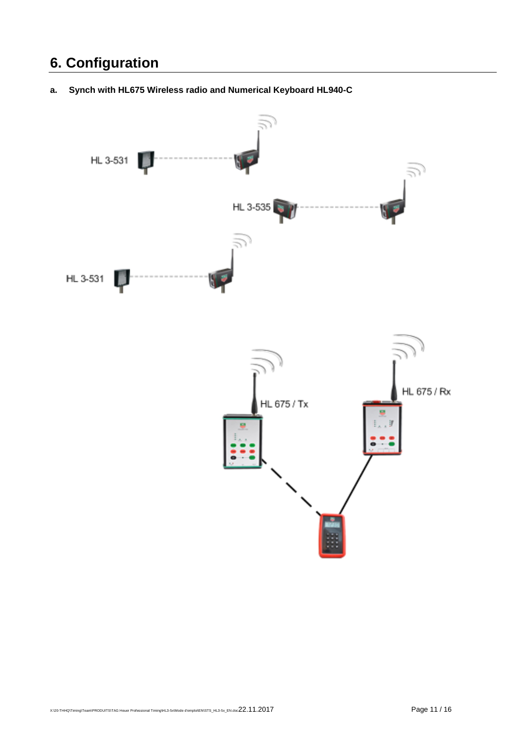# 6. Configuration

**a. Synch with HL675 Wireless radio and Numerical Keyboard HL940-C**

HL 3-531

HL 3-535

HL 3-531

HL 675 / Tx

HL 675 / Rx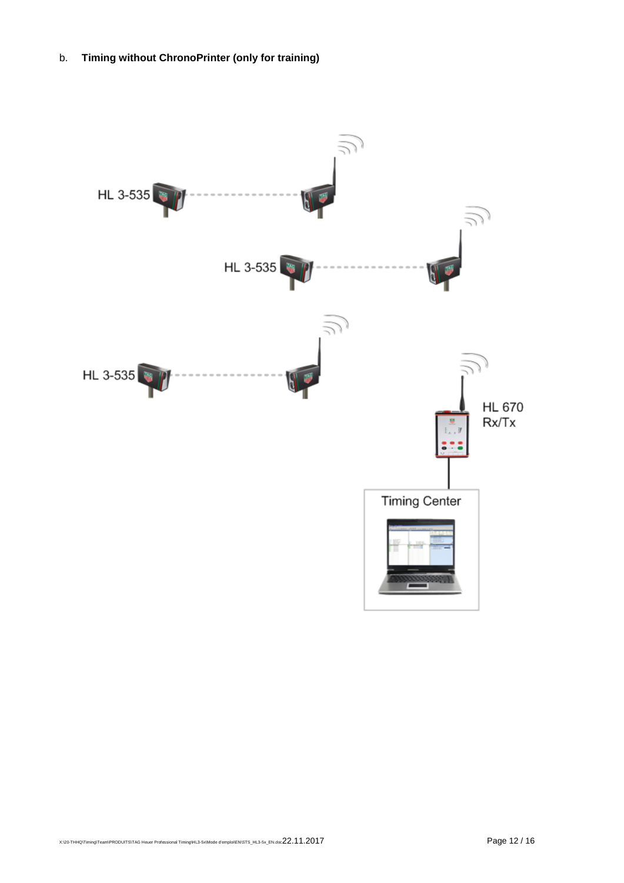b. **Timing without ChronoPrinter (only for training)**

HL 3-535

HL 3-535

HL 3-535

HL 670
Rx/Tx

Timing Center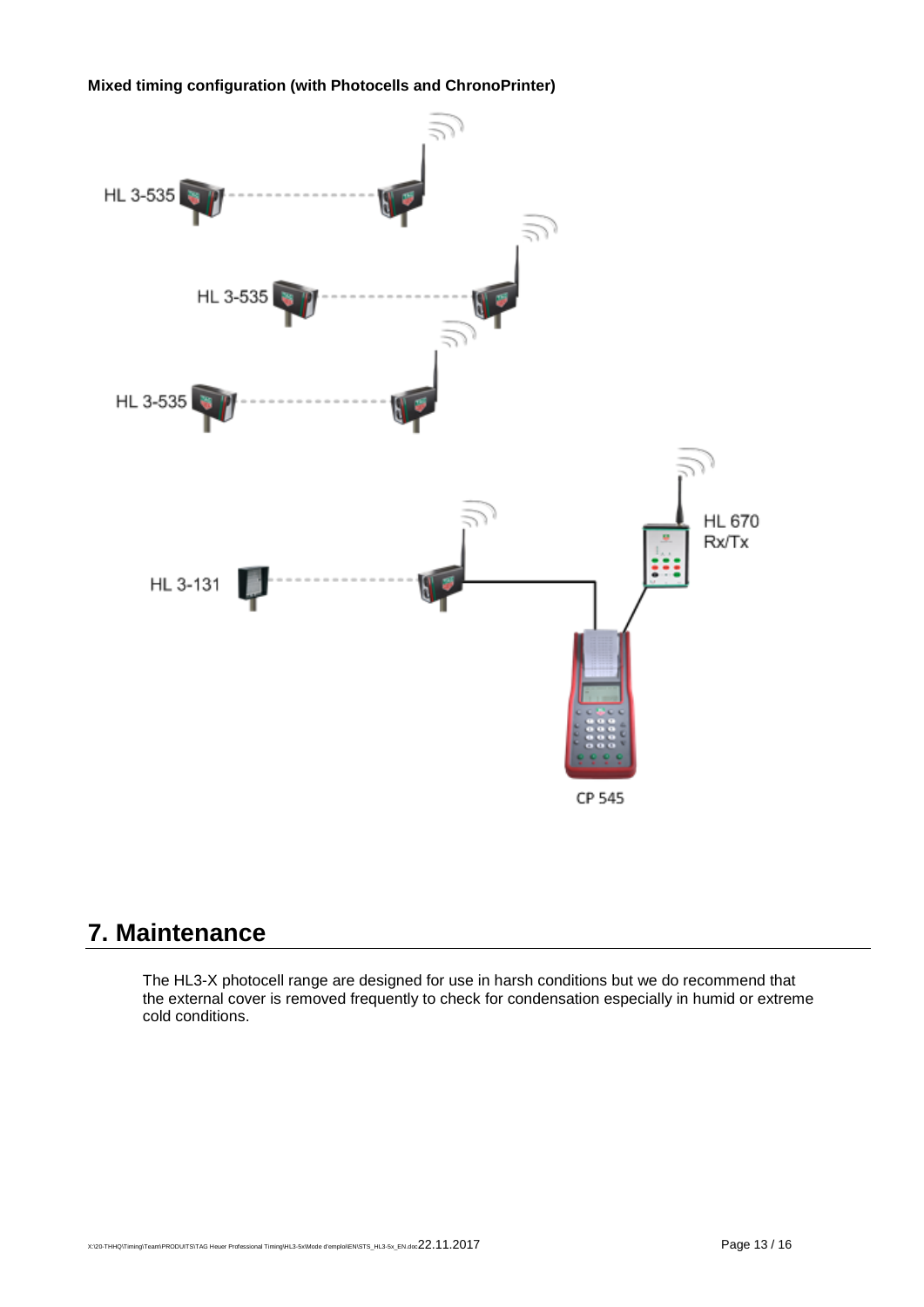**Mixed timing configuration (with Photocells and ChronoPrinter)**

HL 3-535

HL 3-535

HL 3-535

HL 670 Rx/Tx

HL 3-131

CP 545

# 7. Maintenance

The HL3-X photocell range are designed for use in harsh conditions but we do recommend that the external cover is removed frequently to check for condensation especially in humid or extreme cold conditions.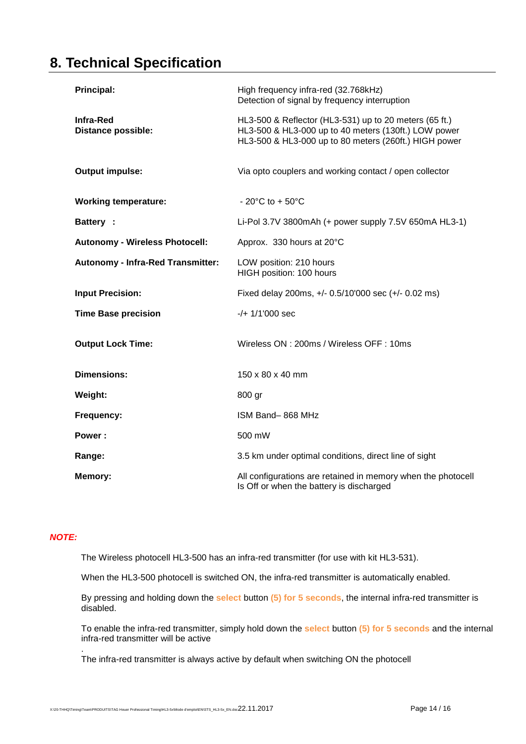# 8. Technical Specification

| | |
|---|---|
| **Principal:** | High frequency infra-red (32.768kHz)<br>Detection of signal by frequency interruption |
| **Infra-Red Distance possible:** | HL3-500 & Reflector (HL3-531) up to 20 meters (65 ft.)<br>HL3-500 & HL3-000 up to 40 meters (130ft.) LOW power<br>HL3-500 & HL3-000 up to 80 meters (260ft.) HIGH power |
| **Output impulse:** | Via opto couplers and working contact / open collector |
| **Working temperature:** | - 20°C to + 50°C |
| **Battery :** | Li-Pol 3.7V 3800mAh (+ power supply 7.5V 650mA HL3-1) |
| **Autonomy - Wireless Photocell:** | Approx. 330 hours at 20°C |
| **Autonomy - Infra-Red Transmitter:** | LOW position: 210 hours<br>HIGH position: 100 hours |
| **Input Precision:** | Fixed delay 200ms, +/- 0.5/10'000 sec (+/- 0.02 ms) |
| **Time Base precision** | -/+ 1/1'000 sec |
| **Output Lock Time:** | Wireless ON : 200ms / Wireless OFF : 10ms |
| **Dimensions:** | 150 x 80 x 40 mm |
| **Weight:** | 800 gr |
| **Frequency:** | ISM Band– 868 MHz |
| **Power :** | 500 mW |
| **Range:** | 3.5 km under optimal conditions, direct line of sight |
| **Memory:** | All configurations are retained in memory when the photocell Is Off or when the battery is discharged |

***NOTE:***

The Wireless photocell HL3-500 has an infra-red transmitter (for use with kit HL3-531).

When the HL3-500 photocell is switched ON, the infra-red transmitter is automatically enabled.

By pressing and holding down the **select** button **(5) for 5 seconds**, the internal infra-red transmitter is disabled.

To enable the infra-red transmitter, simply hold down the **select** button **(5) for 5 seconds** and the internal infra-red transmitter will be active

.

The infra-red transmitter is always active by default when switching ON the photocell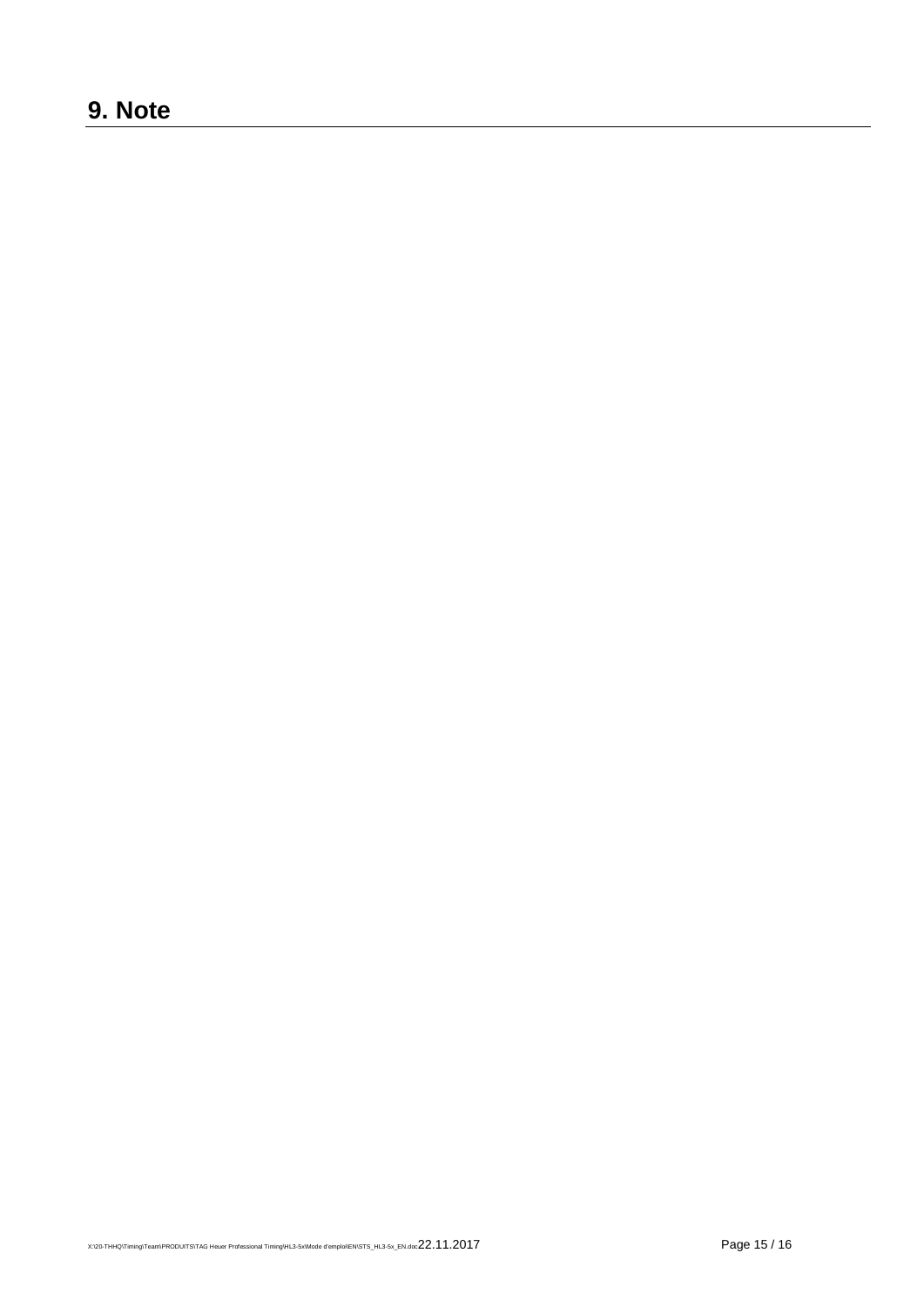# 9. Note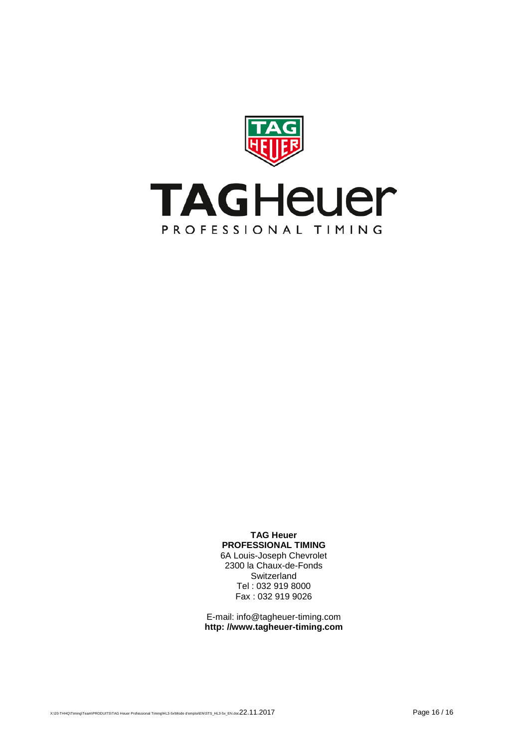TAG Heuer

PROFESSIONAL TIMING

**TAG Heuer**
**PROFESSIONAL TIMING**
6A Louis-Joseph Chevrolet
2300 la Chaux-de-Fonds
Switzerland
Tel : 032 919 8000
Fax : 032 919 9026

E-mail: info@tagheuer-timing.com
**http: //www.tagheuer-timing.com**